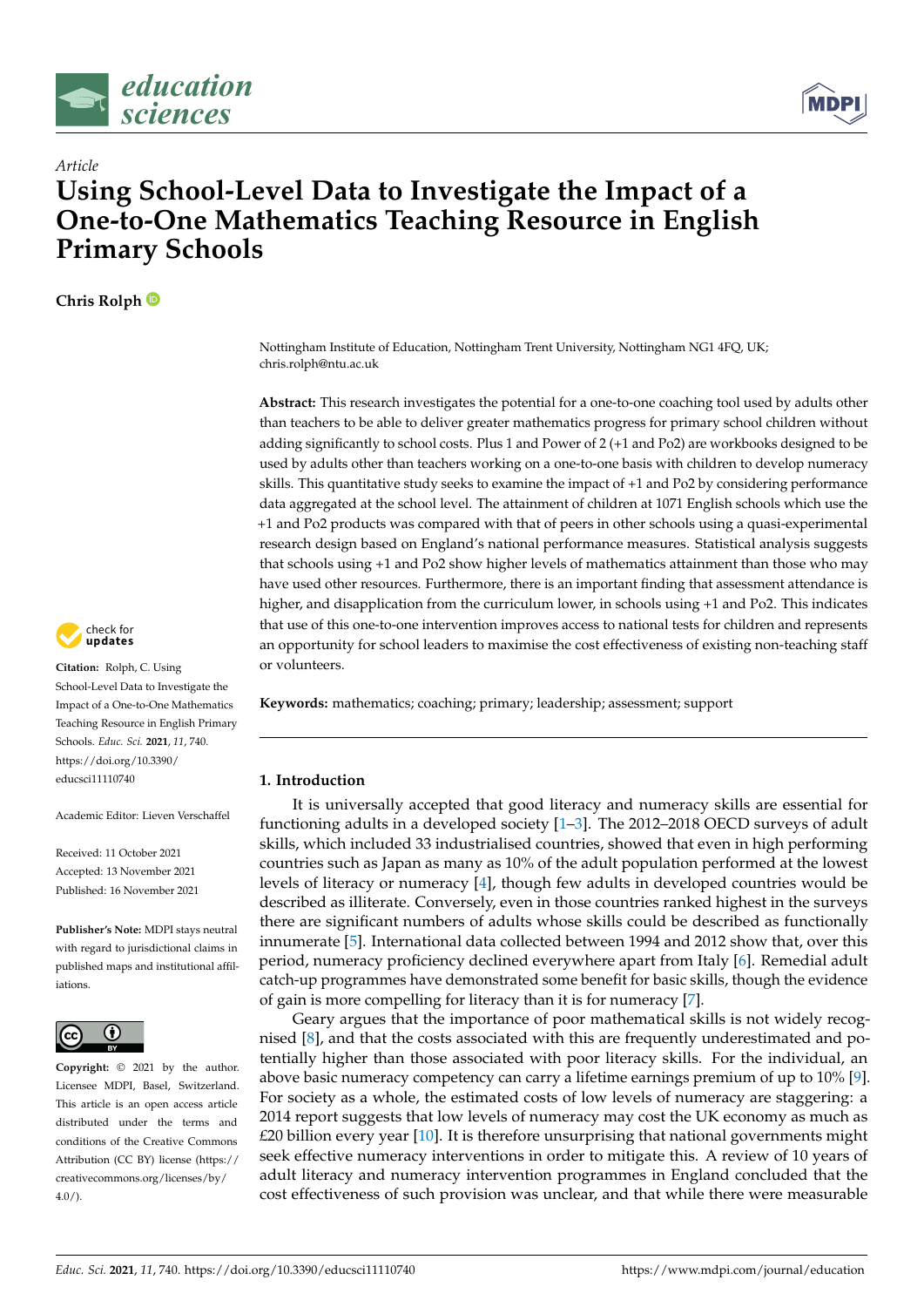*Article*

# Using School-Level Data to Investigate the Impact of a One-to-One Mathematics Teaching Resource in English Primary Schools

**Chris Rolph**

Nottingham Institute of Education, Nottingham Trent University, Nottingham NG1 4FQ, UK; chris.rolph@ntu.ac.uk

**Abstract:** This research investigates the potential for a one-to-one coaching tool used by adults other than teachers to be able to deliver greater mathematics progress for primary school children without adding significantly to school costs. Plus 1 and Power of 2 (+1 and Po2) are workbooks designed to be used by adults other than teachers working on a one-to-one basis with children to develop numeracy skills. This quantitative study seeks to examine the impact of +1 and Po2 by considering performance data aggregated at the school level. The attainment of children at 1071 English schools which use the +1 and Po2 products was compared with that of peers in other schools using a quasi-experimental research design based on England's national performance measures. Statistical analysis suggests that schools using +1 and Po2 show higher levels of mathematics attainment than those who may have used other resources. Furthermore, there is an important finding that assessment attendance is higher, and disapplication from the curriculum lower, in schools using +1 and Po2. This indicates that use of this one-to-one intervention improves access to national tests for children and represents an opportunity for school leaders to maximise the cost effectiveness of existing non-teaching staff or volunteers.

**Keywords:** mathematics; coaching; primary; leadership; assessment; support

**Citation:** Rolph, C. Using School-Level Data to Investigate the Impact of a One-to-One Mathematics Teaching Resource in English Primary Schools. *Educ. Sci.* **2021**, *11*, 740. https://doi.org/10.3390/educsci11110740

Academic Editor: Lieven Verschaffel

Received: 11 October 2021
Accepted: 13 November 2021
Published: 16 November 2021

**Publisher's Note:** MDPI stays neutral with regard to jurisdictional claims in published maps and institutional affiliations.

**Copyright:** © 2021 by the author. Licensee MDPI, Basel, Switzerland. This article is an open access article distributed under the terms and conditions of the Creative Commons Attribution (CC BY) license (https://creativecommons.org/licenses/by/4.0/).

## 1. Introduction

It is universally accepted that good literacy and numeracy skills are essential for functioning adults in a developed society [1–3]. The 2012–2018 OECD surveys of adult skills, which included 33 industrialised countries, showed that even in high performing countries such as Japan as many as 10% of the adult population performed at the lowest levels of literacy or numeracy [4], though few adults in developed countries would be described as illiterate. Conversely, even in those countries ranked highest in the surveys there are significant numbers of adults whose skills could be described as functionally innumerate [5]. International data collected between 1994 and 2012 show that, over this period, numeracy proficiency declined everywhere apart from Italy [6]. Remedial adult catch-up programmes have demonstrated some benefit for basic skills, though the evidence of gain is more compelling for literacy than it is for numeracy [7].

Geary argues that the importance of poor mathematical skills is not widely recognised [8], and that the costs associated with this are frequently underestimated and potentially higher than those associated with poor literacy skills. For the individual, an above basic numeracy competency can carry a lifetime earnings premium of up to 10% [9]. For society as a whole, the estimated costs of low levels of numeracy are staggering: a 2014 report suggests that low levels of numeracy may cost the UK economy as much as £20 billion every year [10]. It is therefore unsurprising that national governments might seek effective numeracy interventions in order to mitigate this. A review of 10 years of adult literacy and numeracy intervention programmes in England concluded that the cost effectiveness of such provision was unclear, and that while there were measurable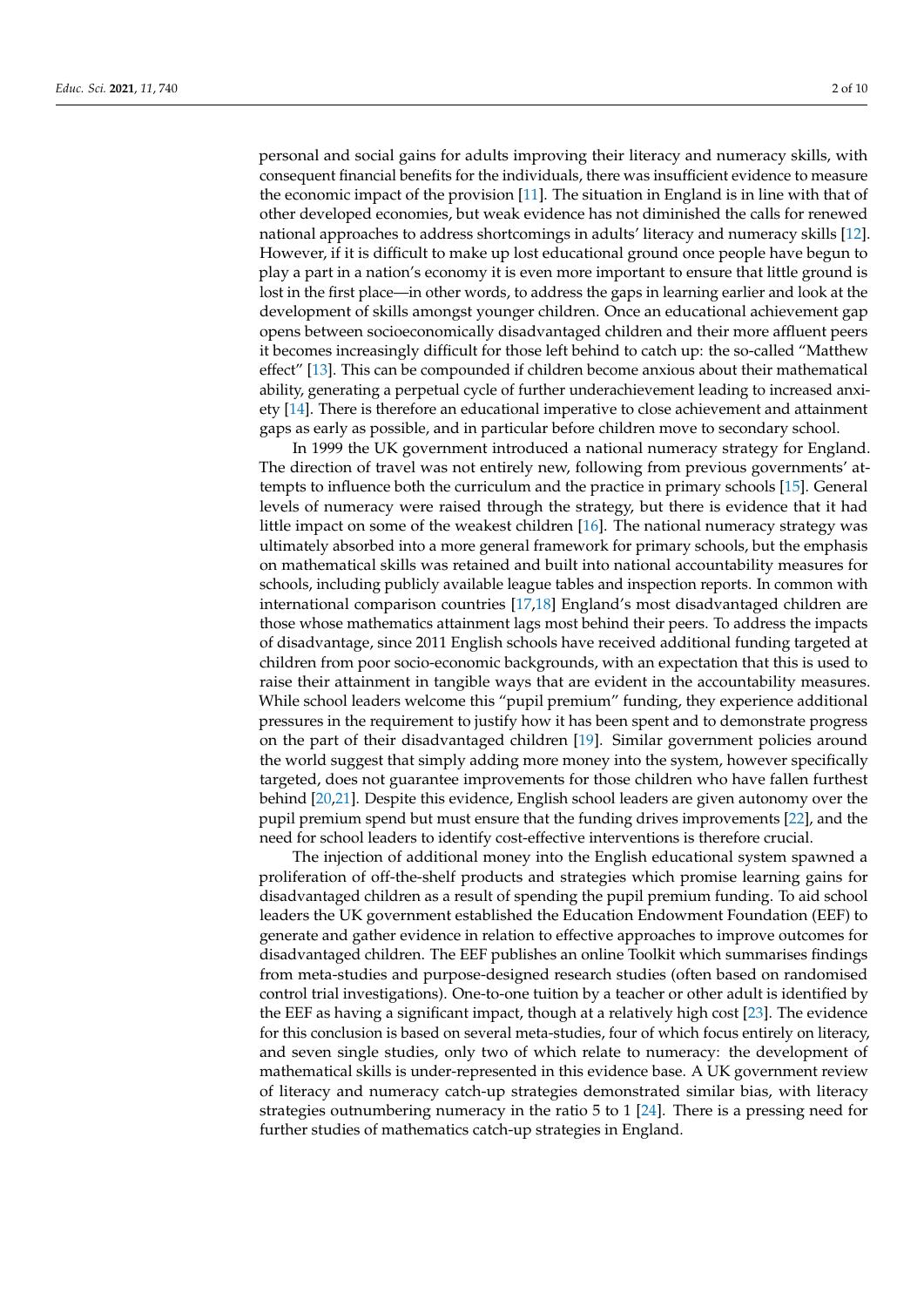personal and social gains for adults improving their literacy and numeracy skills, with consequent financial benefits for the individuals, there was insufficient evidence to measure the economic impact of the provision [11]. The situation in England is in line with that of other developed economies, but weak evidence has not diminished the calls for renewed national approaches to address shortcomings in adults' literacy and numeracy skills [12]. However, if it is difficult to make up lost educational ground once people have begun to play a part in a nation's economy it is even more important to ensure that little ground is lost in the first place—in other words, to address the gaps in learning earlier and look at the development of skills amongst younger children. Once an educational achievement gap opens between socioeconomically disadvantaged children and their more affluent peers it becomes increasingly difficult for those left behind to catch up: the so-called "Matthew effect" [13]. This can be compounded if children become anxious about their mathematical ability, generating a perpetual cycle of further underachievement leading to increased anxiety [14]. There is therefore an educational imperative to close achievement and attainment gaps as early as possible, and in particular before children move to secondary school.

In 1999 the UK government introduced a national numeracy strategy for England. The direction of travel was not entirely new, following from previous governments' attempts to influence both the curriculum and the practice in primary schools [15]. General levels of numeracy were raised through the strategy, but there is evidence that it had little impact on some of the weakest children [16]. The national numeracy strategy was ultimately absorbed into a more general framework for primary schools, but the emphasis on mathematical skills was retained and built into national accountability measures for schools, including publicly available league tables and inspection reports. In common with international comparison countries [17,18] England's most disadvantaged children are those whose mathematics attainment lags most behind their peers. To address the impacts of disadvantage, since 2011 English schools have received additional funding targeted at children from poor socio-economic backgrounds, with an expectation that this is used to raise their attainment in tangible ways that are evident in the accountability measures. While school leaders welcome this "pupil premium" funding, they experience additional pressures in the requirement to justify how it has been spent and to demonstrate progress on the part of their disadvantaged children [19]. Similar government policies around the world suggest that simply adding more money into the system, however specifically targeted, does not guarantee improvements for those children who have fallen furthest behind [20,21]. Despite this evidence, English school leaders are given autonomy over the pupil premium spend but must ensure that the funding drives improvements [22], and the need for school leaders to identify cost-effective interventions is therefore crucial.

The injection of additional money into the English educational system spawned a proliferation of off-the-shelf products and strategies which promise learning gains for disadvantaged children as a result of spending the pupil premium funding. To aid school leaders the UK government established the Education Endowment Foundation (EEF) to generate and gather evidence in relation to effective approaches to improve outcomes for disadvantaged children. The EEF publishes an online Toolkit which summarises findings from meta-studies and purpose-designed research studies (often based on randomised control trial investigations). One-to-one tuition by a teacher or other adult is identified by the EEF as having a significant impact, though at a relatively high cost [23]. The evidence for this conclusion is based on several meta-studies, four of which focus entirely on literacy, and seven single studies, only two of which relate to numeracy: the development of mathematical skills is under-represented in this evidence base. A UK government review of literacy and numeracy catch-up strategies demonstrated similar bias, with literacy strategies outnumbering numeracy in the ratio 5 to 1 [24]. There is a pressing need for further studies of mathematics catch-up strategies in England.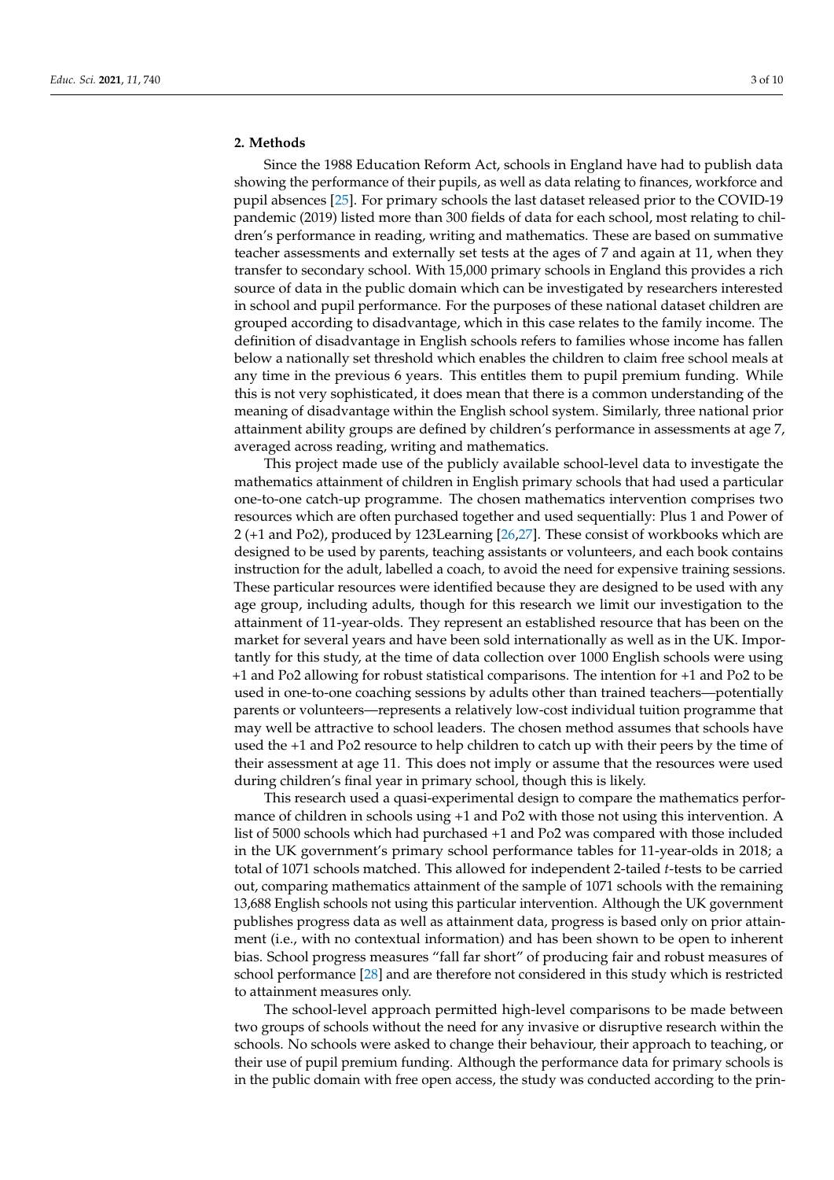## 2. Methods

Since the 1988 Education Reform Act, schools in England have had to publish data showing the performance of their pupils, as well as data relating to finances, workforce and pupil absences [25]. For primary schools the last dataset released prior to the COVID-19 pandemic (2019) listed more than 300 fields of data for each school, most relating to children's performance in reading, writing and mathematics. These are based on summative teacher assessments and externally set tests at the ages of 7 and again at 11, when they transfer to secondary school. With 15,000 primary schools in England this provides a rich source of data in the public domain which can be investigated by researchers interested in school and pupil performance. For the purposes of these national dataset children are grouped according to disadvantage, which in this case relates to the family income. The definition of disadvantage in English schools refers to families whose income has fallen below a nationally set threshold which enables the children to claim free school meals at any time in the previous 6 years. This entitles them to pupil premium funding. While this is not very sophisticated, it does mean that there is a common understanding of the meaning of disadvantage within the English school system. Similarly, three national prior attainment ability groups are defined by children's performance in assessments at age 7, averaged across reading, writing and mathematics.

This project made use of the publicly available school-level data to investigate the mathematics attainment of children in English primary schools that had used a particular one-to-one catch-up programme. The chosen mathematics intervention comprises two resources which are often purchased together and used sequentially: Plus 1 and Power of 2 (+1 and Po2), produced by 123Learning [26,27]. These consist of workbooks which are designed to be used by parents, teaching assistants or volunteers, and each book contains instruction for the adult, labelled a coach, to avoid the need for expensive training sessions. These particular resources were identified because they are designed to be used with any age group, including adults, though for this research we limit our investigation to the attainment of 11-year-olds. They represent an established resource that has been on the market for several years and have been sold internationally as well as in the UK. Importantly for this study, at the time of data collection over 1000 English schools were using +1 and Po2 allowing for robust statistical comparisons. The intention for +1 and Po2 to be used in one-to-one coaching sessions by adults other than trained teachers—potentially parents or volunteers—represents a relatively low-cost individual tuition programme that may well be attractive to school leaders. The chosen method assumes that schools have used the +1 and Po2 resource to help children to catch up with their peers by the time of their assessment at age 11. This does not imply or assume that the resources were used during children's final year in primary school, though this is likely.

This research used a quasi-experimental design to compare the mathematics performance of children in schools using +1 and Po2 with those not using this intervention. A list of 5000 schools which had purchased +1 and Po2 was compared with those included in the UK government's primary school performance tables for 11-year-olds in 2018; a total of 1071 schools matched. This allowed for independent 2-tailed *t*-tests to be carried out, comparing mathematics attainment of the sample of 1071 schools with the remaining 13,688 English schools not using this particular intervention. Although the UK government publishes progress data as well as attainment data, progress is based only on prior attainment (i.e., with no contextual information) and has been shown to be open to inherent bias. School progress measures "fall far short" of producing fair and robust measures of school performance [28] and are therefore not considered in this study which is restricted to attainment measures only.

The school-level approach permitted high-level comparisons to be made between two groups of schools without the need for any invasive or disruptive research within the schools. No schools were asked to change their behaviour, their approach to teaching, or their use of pupil premium funding. Although the performance data for primary schools is in the public domain with free open access, the study was conducted according to the prin-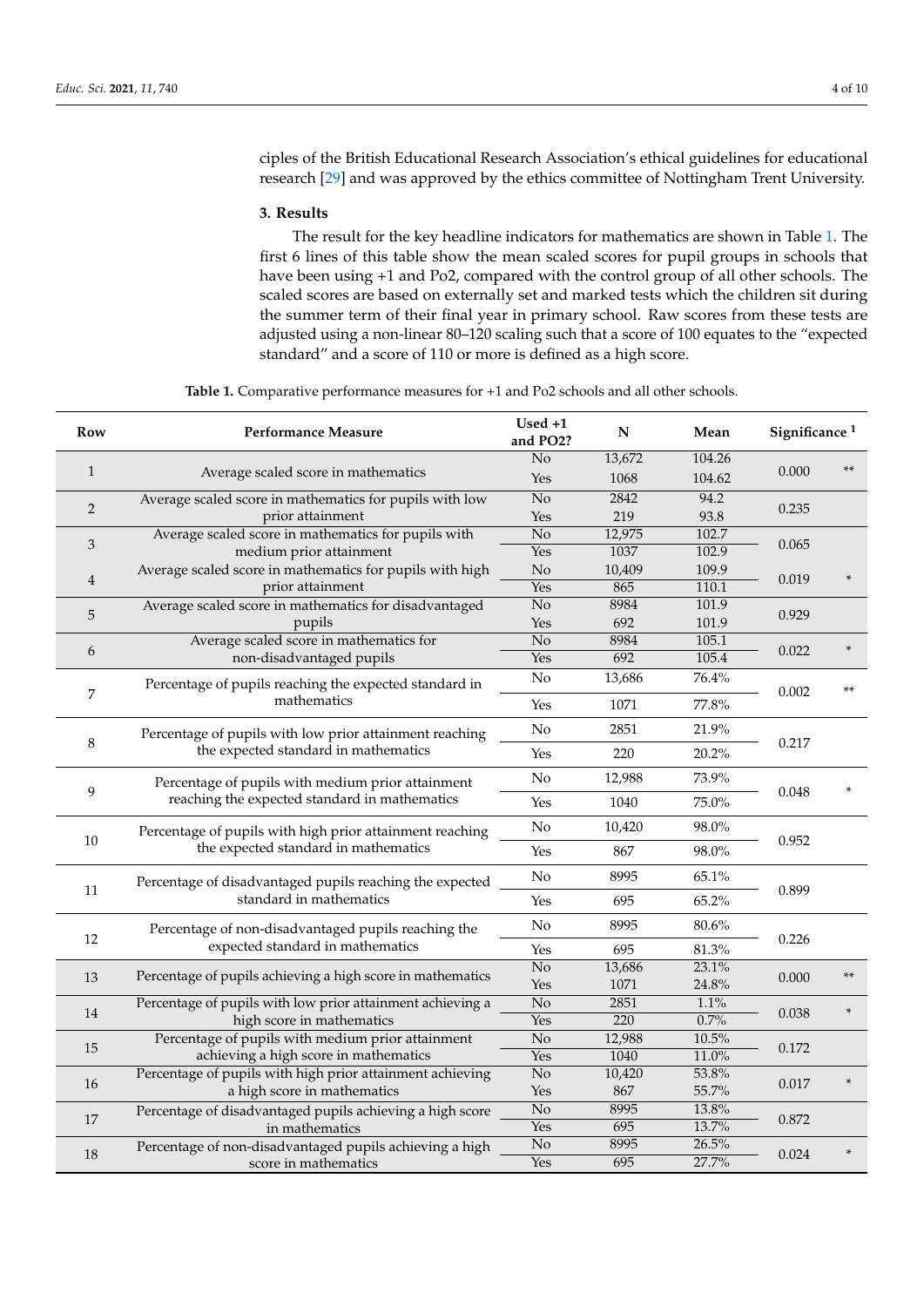ciples of the British Educational Research Association's ethical guidelines for educational research [29] and was approved by the ethics committee of Nottingham Trent University.

## 3. Results

The result for the key headline indicators for mathematics are shown in Table 1. The first 6 lines of this table show the mean scaled scores for pupil groups in schools that have been using +1 and Po2, compared with the control group of all other schools. The scaled scores are based on externally set and marked tests which the children sit during the summer term of their final year in primary school. Raw scores from these tests are adjusted using a non-linear 80–120 scaling such that a score of 100 equates to the "expected standard" and a score of 110 or more is defined as a high score.

**Table 1.** Comparative performance measures for +1 and Po2 schools and all other schools.

| Row | Performance Measure | Used +1 and PO2? | N | Mean | Significance [1] | |
|---|---|---|---|---|---|---|
| 1 | Average scaled score in mathematics | No | 13,672 | 104.26 | 0.000 | ** |
| | | Yes | 1068 | 104.62 | | |
| 2 | Average scaled score in mathematics for pupils with low prior attainment | No | 2842 | 94.2 | 0.235 | |
| | | Yes | 219 | 93.8 | | |
| 3 | Average scaled score in mathematics for pupils with medium prior attainment | No | 12,975 | 102.7 | 0.065 | |
| | | Yes | 1037 | 102.9 | | |
| 4 | Average scaled score in mathematics for pupils with high prior attainment | No | 10,409 | 109.9 | 0.019 | * |
| | | Yes | 865 | 110.1 | | |
| 5 | Average scaled score in mathematics for disadvantaged pupils | No | 8984 | 101.9 | 0.929 | |
| | | Yes | 692 | 101.9 | | |
| 6 | Average scaled score in mathematics for non-disadvantaged pupils | No | 8984 | 105.1 | 0.022 | * |
| | | Yes | 692 | 105.4 | | |
| 7 | Percentage of pupils reaching the expected standard in mathematics | No | 13,686 | 76.4% | 0.002 | ** |
| | | Yes | 1071 | 77.8% | | |
| 8 | Percentage of pupils with low prior attainment reaching the expected standard in mathematics | No | 2851 | 21.9% | 0.217 | |
| | | Yes | 220 | 20.2% | | |
| 9 | Percentage of pupils with medium prior attainment reaching the expected standard in mathematics | No | 12,988 | 73.9% | 0.048 | * |
| | | Yes | 1040 | 75.0% | | |
| 10 | Percentage of pupils with high prior attainment reaching the expected standard in mathematics | No | 10,420 | 98.0% | 0.952 | |
| | | Yes | 867 | 98.0% | | |
| 11 | Percentage of disadvantaged pupils reaching the expected standard in mathematics | No | 8995 | 65.1% | 0.899 | |
| | | Yes | 695 | 65.2% | | |
| 12 | Percentage of non-disadvantaged pupils reaching the expected standard in mathematics | No | 8995 | 80.6% | 0.226 | |
| | | Yes | 695 | 81.3% | | |
| 13 | Percentage of pupils achieving a high score in mathematics | No | 13,686 | 23.1% | 0.000 | ** |
| | | Yes | 1071 | 24.8% | | |
| 14 | Percentage of pupils with low prior attainment achieving a high score in mathematics | No | 2851 | 1.1% | 0.038 | * |
| | | Yes | 220 | 0.7% | | |
| 15 | Percentage of pupils with medium prior attainment achieving a high score in mathematics | No | 12,988 | 10.5% | 0.172 | |
| | | Yes | 1040 | 11.0% | | |
| 16 | Percentage of pupils with high prior attainment achieving a high score in mathematics | No | 10,420 | 53.8% | 0.017 | * |
| | | Yes | 867 | 55.7% | | |
| 17 | Percentage of disadvantaged pupils achieving a high score in mathematics | No | 8995 | 13.8% | 0.872 | |
| | | Yes | 695 | 13.7% | | |
| 18 | Percentage of non-disadvantaged pupils achieving a high score in mathematics | No | 8995 | 26.5% | 0.024 | * |
| | | Yes | 695 | 27.7% | | |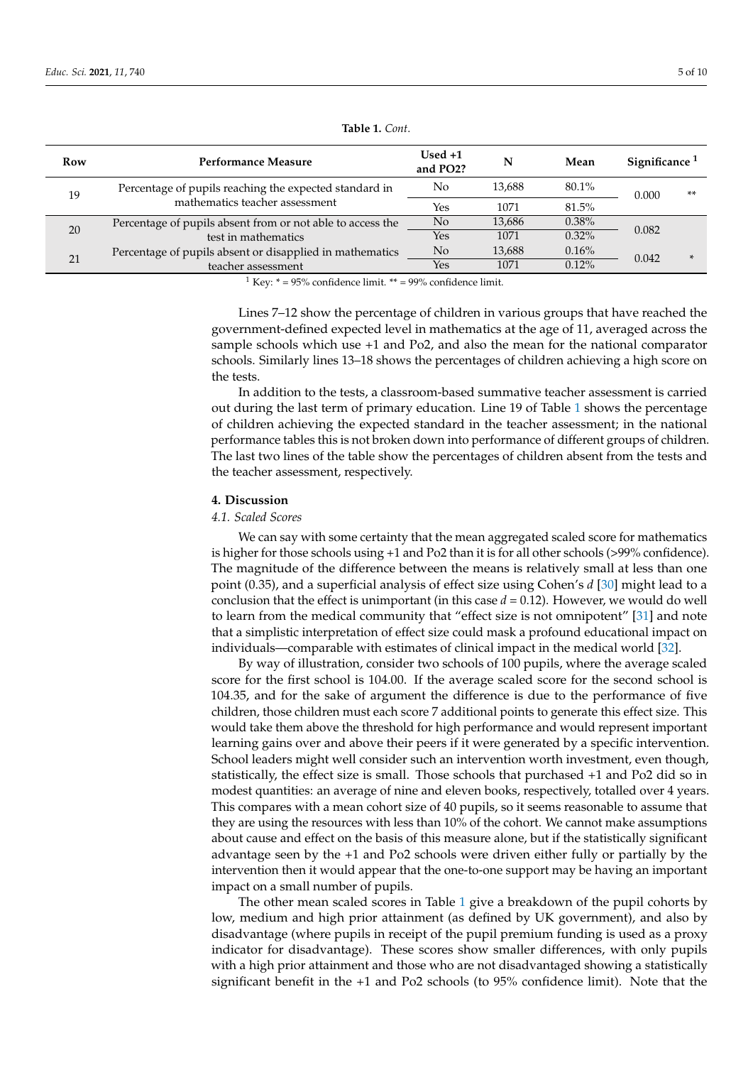**Table 1.** *Cont.*

| Row | Performance Measure | Used +1 and PO2? | N | Mean | Significance [1] | |
|---|---|---|---|---|---|---|
| 19 | Percentage of pupils reaching the expected standard in mathematics teacher assessment | No | 13,688 | 80.1% | 0.000 | ** |
| | | Yes | 1071 | 81.5% | | |
| 20 | Percentage of pupils absent from or not able to access the test in mathematics | No | 13,686 | 0.38% | 0.082 | |
| | | Yes | 1071 | 0.32% | | |
| 21 | Percentage of pupils absent or disapplied in mathematics teacher assessment | No | 13,688 | 0.16% | 0.042 | * |
| | | Yes | 1071 | 0.12% | | |

[1] Key: * = 95% confidence limit. ** = 99% confidence limit.

Lines 7–12 show the percentage of children in various groups that have reached the government-defined expected level in mathematics at the age of 11, averaged across the sample schools which use +1 and Po2, and also the mean for the national comparator schools. Similarly lines 13–18 shows the percentages of children achieving a high score on the tests.

In addition to the tests, a classroom-based summative teacher assessment is carried out during the last term of primary education. Line 19 of Table 1 shows the percentage of children achieving the expected standard in the teacher assessment; in the national performance tables this is not broken down into performance of different groups of children. The last two lines of the table show the percentages of children absent from the tests and the teacher assessment, respectively.

## 4. Discussion

### *4.1. Scaled Scores*

We can say with some certainty that the mean aggregated scaled score for mathematics is higher for those schools using +1 and Po2 than it is for all other schools (>99% confidence). The magnitude of the difference between the means is relatively small at less than one point (0.35), and a superficial analysis of effect size using Cohen's $d$ [30] might lead to a conclusion that the effect is unimportant (in this case $d = 0.12$). However, we would do well to learn from the medical community that "effect size is not omnipotent" [31] and note that a simplistic interpretation of effect size could mask a profound educational impact on individuals—comparable with estimates of clinical impact in the medical world [32].

By way of illustration, consider two schools of 100 pupils, where the average scaled score for the first school is 104.00. If the average scaled score for the second school is 104.35, and for the sake of argument the difference is due to the performance of five children, those children must each score 7 additional points to generate this effect size. This would take them above the threshold for high performance and would represent important learning gains over and above their peers if it were generated by a specific intervention. School leaders might well consider such an intervention worth investment, even though, statistically, the effect size is small. Those schools that purchased +1 and Po2 did so in modest quantities: an average of nine and eleven books, respectively, totalled over 4 years. This compares with a mean cohort size of 40 pupils, so it seems reasonable to assume that they are using the resources with less than 10% of the cohort. We cannot make assumptions about cause and effect on the basis of this measure alone, but if the statistically significant advantage seen by the +1 and Po2 schools were driven either fully or partially by the intervention then it would appear that the one-to-one support may be having an important impact on a small number of pupils.

The other mean scaled scores in Table 1 give a breakdown of the pupil cohorts by low, medium and high prior attainment (as defined by UK government), and also by disadvantage (where pupils in receipt of the pupil premium funding is used as a proxy indicator for disadvantage). These scores show smaller differences, with only pupils with a high prior attainment and those who are not disadvantaged showing a statistically significant benefit in the +1 and Po2 schools (to 95% confidence limit). Note that the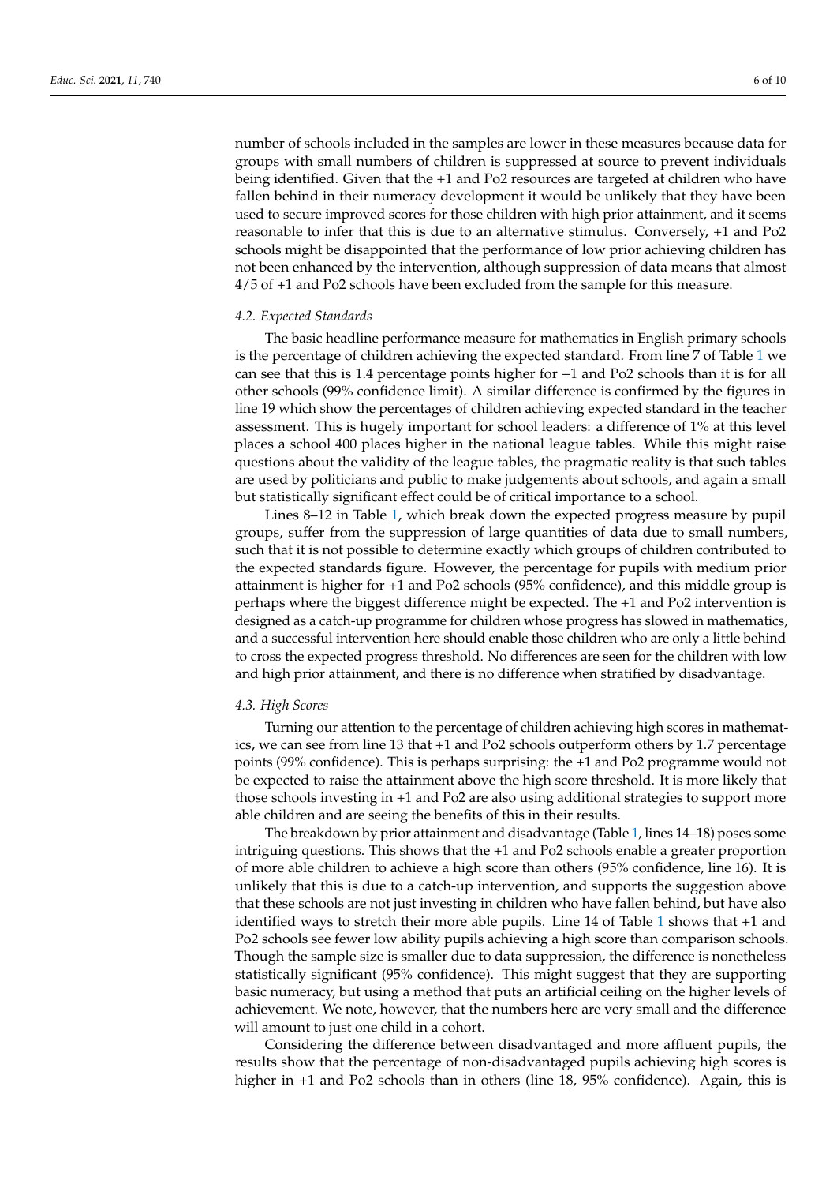number of schools included in the samples are lower in these measures because data for groups with small numbers of children is suppressed at source to prevent individuals being identified. Given that the +1 and Po2 resources are targeted at children who have fallen behind in their numeracy development it would be unlikely that they have been used to secure improved scores for those children with high prior attainment, and it seems reasonable to infer that this is due to an alternative stimulus. Conversely, +1 and Po2 schools might be disappointed that the performance of low prior achieving children has not been enhanced by the intervention, although suppression of data means that almost 4/5 of +1 and Po2 schools have been excluded from the sample for this measure.

### *4.2. Expected Standards*

The basic headline performance measure for mathematics in English primary schools is the percentage of children achieving the expected standard. From line 7 of Table 1 we can see that this is 1.4 percentage points higher for +1 and Po2 schools than it is for all other schools (99% confidence limit). A similar difference is confirmed by the figures in line 19 which show the percentages of children achieving expected standard in the teacher assessment. This is hugely important for school leaders: a difference of 1% at this level places a school 400 places higher in the national league tables. While this might raise questions about the validity of the league tables, the pragmatic reality is that such tables are used by politicians and public to make judgements about schools, and again a small but statistically significant effect could be of critical importance to a school.

Lines 8–12 in Table 1, which break down the expected progress measure by pupil groups, suffer from the suppression of large quantities of data due to small numbers, such that it is not possible to determine exactly which groups of children contributed to the expected standards figure. However, the percentage for pupils with medium prior attainment is higher for +1 and Po2 schools (95% confidence), and this middle group is perhaps where the biggest difference might be expected. The +1 and Po2 intervention is designed as a catch-up programme for children whose progress has slowed in mathematics, and a successful intervention here should enable those children who are only a little behind to cross the expected progress threshold. No differences are seen for the children with low and high prior attainment, and there is no difference when stratified by disadvantage.

### *4.3. High Scores*

Turning our attention to the percentage of children achieving high scores in mathematics, we can see from line 13 that +1 and Po2 schools outperform others by 1.7 percentage points (99% confidence). This is perhaps surprising: the +1 and Po2 programme would not be expected to raise the attainment above the high score threshold. It is more likely that those schools investing in +1 and Po2 are also using additional strategies to support more able children and are seeing the benefits of this in their results.

The breakdown by prior attainment and disadvantage (Table 1, lines 14–18) poses some intriguing questions. This shows that the +1 and Po2 schools enable a greater proportion of more able children to achieve a high score than others (95% confidence, line 16). It is unlikely that this is due to a catch-up intervention, and supports the suggestion above that these schools are not just investing in children who have fallen behind, but have also identified ways to stretch their more able pupils. Line 14 of Table 1 shows that +1 and Po2 schools see fewer low ability pupils achieving a high score than comparison schools. Though the sample size is smaller due to data suppression, the difference is nonetheless statistically significant (95% confidence). This might suggest that they are supporting basic numeracy, but using a method that puts an artificial ceiling on the higher levels of achievement. We note, however, that the numbers here are very small and the difference will amount to just one child in a cohort.

Considering the difference between disadvantaged and more affluent pupils, the results show that the percentage of non-disadvantaged pupils achieving high scores is higher in +1 and Po2 schools than in others (line 18, 95% confidence). Again, this is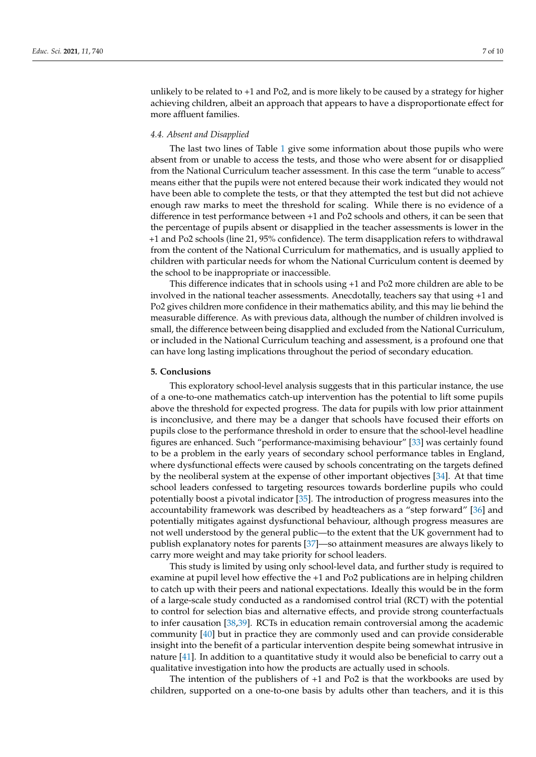unlikely to be related to +1 and Po2, and is more likely to be caused by a strategy for higher achieving children, albeit an approach that appears to have a disproportionate effect for more affluent families.

### 4.4. Absent and Disapplied

The last two lines of Table 1 give some information about those pupils who were absent from or unable to access the tests, and those who were absent for or disapplied from the National Curriculum teacher assessment. In this case the term "unable to access" means either that the pupils were not entered because their work indicated they would not have been able to complete the tests, or that they attempted the test but did not achieve enough raw marks to meet the threshold for scaling. While there is no evidence of a difference in test performance between +1 and Po2 schools and others, it can be seen that the percentage of pupils absent or disapplied in the teacher assessments is lower in the +1 and Po2 schools (line 21, 95% confidence). The term disapplication refers to withdrawal from the content of the National Curriculum for mathematics, and is usually applied to children with particular needs for whom the National Curriculum content is deemed by the school to be inappropriate or inaccessible.

This difference indicates that in schools using +1 and Po2 more children are able to be involved in the national teacher assessments. Anecdotally, teachers say that using +1 and Po2 gives children more confidence in their mathematics ability, and this may lie behind the measurable difference. As with previous data, although the number of children involved is small, the difference between being disapplied and excluded from the National Curriculum, or included in the National Curriculum teaching and assessment, is a profound one that can have long lasting implications throughout the period of secondary education.

## 5. Conclusions

This exploratory school-level analysis suggests that in this particular instance, the use of a one-to-one mathematics catch-up intervention has the potential to lift some pupils above the threshold for expected progress. The data for pupils with low prior attainment is inconclusive, and there may be a danger that schools have focused their efforts on pupils close to the performance threshold in order to ensure that the school-level headline figures are enhanced. Such "performance-maximising behaviour" [33] was certainly found to be a problem in the early years of secondary school performance tables in England, where dysfunctional effects were caused by schools concentrating on the targets defined by the neoliberal system at the expense of other important objectives [34]. At that time school leaders confessed to targeting resources towards borderline pupils who could potentially boost a pivotal indicator [35]. The introduction of progress measures into the accountability framework was described by headteachers as a "step forward" [36] and potentially mitigates against dysfunctional behaviour, although progress measures are not well understood by the general public—to the extent that the UK government had to publish explanatory notes for parents [37]—so attainment measures are always likely to carry more weight and may take priority for school leaders.

This study is limited by using only school-level data, and further study is required to examine at pupil level how effective the +1 and Po2 publications are in helping children to catch up with their peers and national expectations. Ideally this would be in the form of a large-scale study conducted as a randomised control trial (RCT) with the potential to control for selection bias and alternative effects, and provide strong counterfactuals to infer causation [38,39]. RCTs in education remain controversial among the academic community [40] but in practice they are commonly used and can provide considerable insight into the benefit of a particular intervention despite being somewhat intrusive in nature [41]. In addition to a quantitative study it would also be beneficial to carry out a qualitative investigation into how the products are actually used in schools.

The intention of the publishers of +1 and Po2 is that the workbooks are used by children, supported on a one-to-one basis by adults other than teachers, and it is this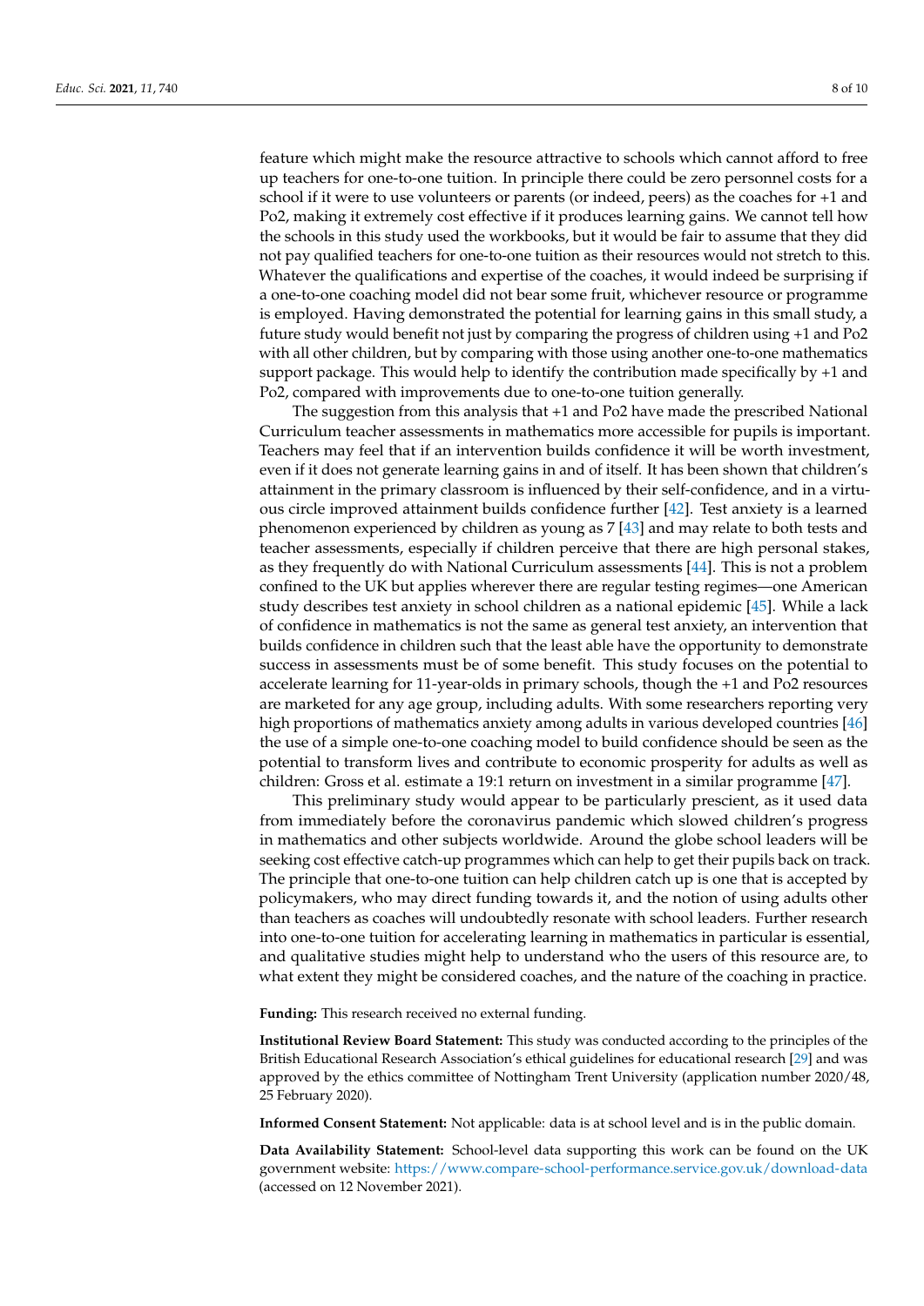feature which might make the resource attractive to schools which cannot afford to free up teachers for one-to-one tuition. In principle there could be zero personnel costs for a school if it were to use volunteers or parents (or indeed, peers) as the coaches for +1 and Po2, making it extremely cost effective if it produces learning gains. We cannot tell how the schools in this study used the workbooks, but it would be fair to assume that they did not pay qualified teachers for one-to-one tuition as their resources would not stretch to this. Whatever the qualifications and expertise of the coaches, it would indeed be surprising if a one-to-one coaching model did not bear some fruit, whichever resource or programme is employed. Having demonstrated the potential for learning gains in this small study, a future study would benefit not just by comparing the progress of children using +1 and Po2 with all other children, but by comparing with those using another one-to-one mathematics support package. This would help to identify the contribution made specifically by +1 and Po2, compared with improvements due to one-to-one tuition generally.

The suggestion from this analysis that +1 and Po2 have made the prescribed National Curriculum teacher assessments in mathematics more accessible for pupils is important. Teachers may feel that if an intervention builds confidence it will be worth investment, even if it does not generate learning gains in and of itself. It has been shown that children's attainment in the primary classroom is influenced by their self-confidence, and in a virtuous circle improved attainment builds confidence further [42]. Test anxiety is a learned phenomenon experienced by children as young as 7 [43] and may relate to both tests and teacher assessments, especially if children perceive that there are high personal stakes, as they frequently do with National Curriculum assessments [44]. This is not a problem confined to the UK but applies wherever there are regular testing regimes—one American study describes test anxiety in school children as a national epidemic [45]. While a lack of confidence in mathematics is not the same as general test anxiety, an intervention that builds confidence in children such that the least able have the opportunity to demonstrate success in assessments must be of some benefit. This study focuses on the potential to accelerate learning for 11-year-olds in primary schools, though the +1 and Po2 resources are marketed for any age group, including adults. With some researchers reporting very high proportions of mathematics anxiety among adults in various developed countries [46] the use of a simple one-to-one coaching model to build confidence should be seen as the potential to transform lives and contribute to economic prosperity for adults as well as children: Gross et al. estimate a 19:1 return on investment in a similar programme [47].

This preliminary study would appear to be particularly prescient, as it used data from immediately before the coronavirus pandemic which slowed children's progress in mathematics and other subjects worldwide. Around the globe school leaders will be seeking cost effective catch-up programmes which can help to get their pupils back on track. The principle that one-to-one tuition can help children catch up is one that is accepted by policymakers, who may direct funding towards it, and the notion of using adults other than teachers as coaches will undoubtedly resonate with school leaders. Further research into one-to-one tuition for accelerating learning in mathematics in particular is essential, and qualitative studies might help to understand who the users of this resource are, to what extent they might be considered coaches, and the nature of the coaching in practice.

**Funding:** This research received no external funding.

**Institutional Review Board Statement:** This study was conducted according to the principles of the British Educational Research Association's ethical guidelines for educational research [29] and was approved by the ethics committee of Nottingham Trent University (application number 2020/48, 25 February 2020).

**Informed Consent Statement:** Not applicable: data is at school level and is in the public domain.

**Data Availability Statement:** School-level data supporting this work can be found on the UK government website: https://www.compare-school-performance.service.gov.uk/download-data (accessed on 12 November 2021).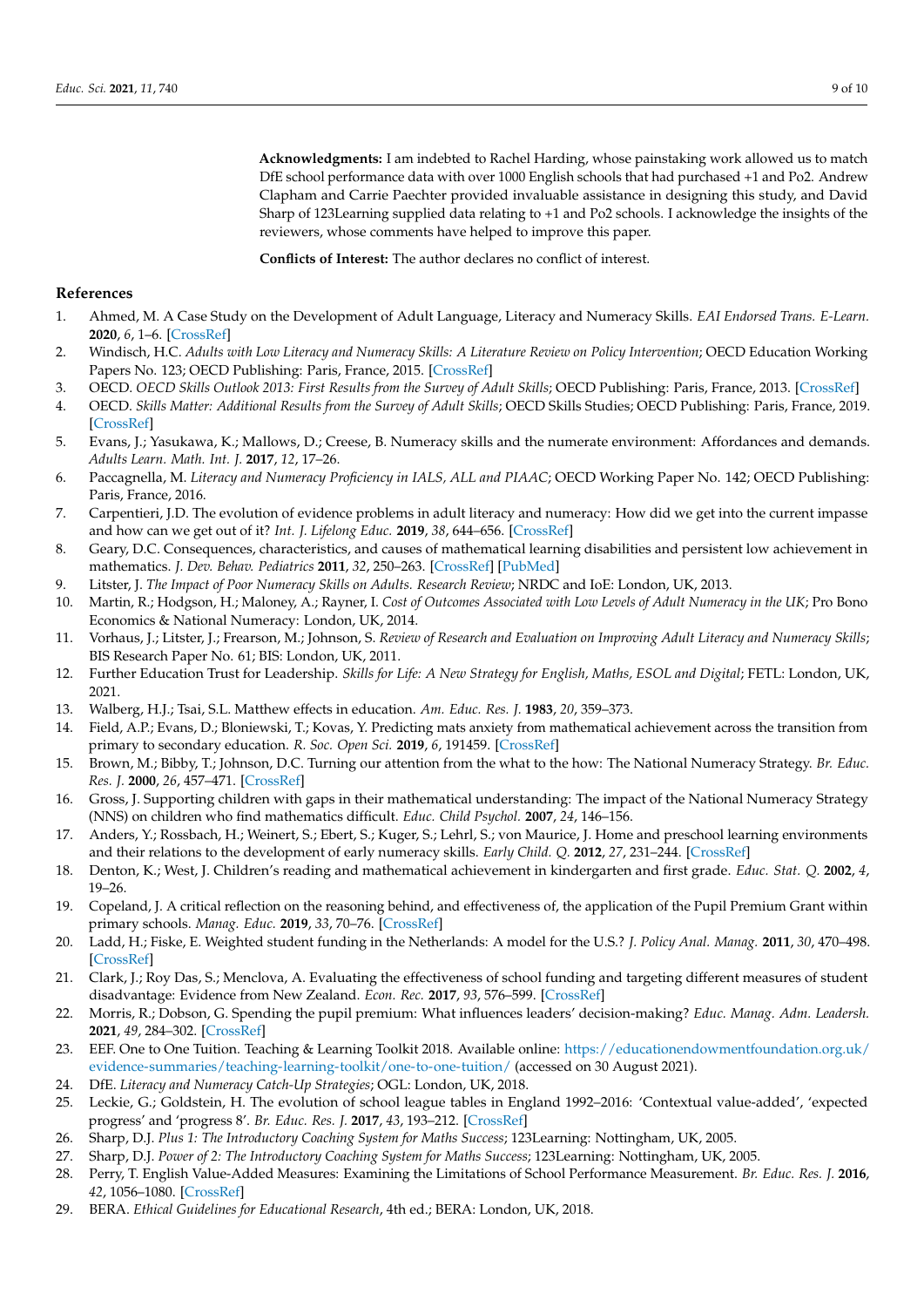**Acknowledgments:** I am indebted to Rachel Harding, whose painstaking work allowed us to match DfE school performance data with over 1000 English schools that had purchased +1 and Po2. Andrew Clapham and Carrie Paechter provided invaluable assistance in designing this study, and David Sharp of 123Learning supplied data relating to +1 and Po2 schools. I acknowledge the insights of the reviewers, whose comments have helped to improve this paper.

**Conflicts of Interest:** The author declares no conflict of interest.

## References

1. Ahmed, M. A Case Study on the Development of Adult Language, Literacy and Numeracy Skills. *EAI Endorsed Trans. E-Learn.* **2020**, *6*, 1–6. [CrossRef]
2. Windisch, H.C. *Adults with Low Literacy and Numeracy Skills: A Literature Review on Policy Intervention*; OECD Education Working Papers No. 123; OECD Publishing: Paris, France, 2015. [CrossRef]
3. OECD. *OECD Skills Outlook 2013: First Results from the Survey of Adult Skills*; OECD Publishing: Paris, France, 2013. [CrossRef]
4. OECD. *Skills Matter: Additional Results from the Survey of Adult Skills*; OECD Skills Studies; OECD Publishing: Paris, France, 2019. [CrossRef]
5. Evans, J.; Yasukawa, K.; Mallows, D.; Creese, B. Numeracy skills and the numerate environment: Affordances and demands. *Adults Learn. Math. Int. J.* **2017**, *12*, 17–26.
6. Paccagnella, M. *Literacy and Numeracy Proficiency in IALS, ALL and PIAAC*; OECD Working Paper No. 142; OECD Publishing: Paris, France, 2016.
7. Carpentieri, J.D. The evolution of evidence problems in adult literacy and numeracy: How did we get into the current impasse and how can we get out of it? *Int. J. Lifelong Educ.* **2019**, *38*, 644–656. [CrossRef]
8. Geary, D.C. Consequences, characteristics, and causes of mathematical learning disabilities and persistent low achievement in mathematics. *J. Dev. Behav. Pediatrics* **2011**, *32*, 250–263. [CrossRef] [PubMed]
9. Litster, J. *The Impact of Poor Numeracy Skills on Adults. Research Review*; NRDC and IoE: London, UK, 2013.
10. Martin, R.; Hodgson, H.; Maloney, A.; Rayner, I. *Cost of Outcomes Associated with Low Levels of Adult Numeracy in the UK*; Pro Bono Economics & National Numeracy: London, UK, 2014.
11. Vorhaus, J.; Litster, J.; Frearson, M.; Johnson, S. *Review of Research and Evaluation on Improving Adult Literacy and Numeracy Skills*; BIS Research Paper No. 61; BIS: London, UK, 2011.
12. Further Education Trust for Leadership. *Skills for Life: A New Strategy for English, Maths, ESOL and Digital*; FETL: London, UK, 2021.
13. Walberg, H.J.; Tsai, S.L. Matthew effects in education. *Am. Educ. Res. J.* **1983**, *20*, 359–373.
14. Field, A.P.; Evans, D.; Bloniewski, T.; Kovas, Y. Predicting mats anxiety from mathematical achievement across the transition from primary to secondary education. *R. Soc. Open Sci.* **2019**, *6*, 191459. [CrossRef]
15. Brown, M.; Bibby, T.; Johnson, D.C. Turning our attention from the what to the how: The National Numeracy Strategy. *Br. Educ. Res. J.* **2000**, *26*, 457–471. [CrossRef]
16. Gross, J. Supporting children with gaps in their mathematical understanding: The impact of the National Numeracy Strategy (NNS) on children who find mathematics difficult. *Educ. Child Psychol.* **2007**, *24*, 146–156.
17. Anders, Y.; Rossbach, H.; Weinert, S.; Ebert, S.; Kuger, S.; Lehrl, S.; von Maurice, J. Home and preschool learning environments and their relations to the development of early numeracy skills. *Early Child. Q.* **2012**, *27*, 231–244. [CrossRef]
18. Denton, K.; West, J. Children's reading and mathematical achievement in kindergarten and first grade. *Educ. Stat. Q.* **2002**, *4*, 19–26.
19. Copeland, J. A critical reflection on the reasoning behind, and effectiveness of, the application of the Pupil Premium Grant within primary schools. *Manag. Educ.* **2019**, *33*, 70–76. [CrossRef]
20. Ladd, H.; Fiske, E. Weighted student funding in the Netherlands: A model for the U.S.? *J. Policy Anal. Manag.* **2011**, *30*, 470–498. [CrossRef]
21. Clark, J.; Roy Das, S.; Menclova, A. Evaluating the effectiveness of school funding and targeting different measures of student disadvantage: Evidence from New Zealand. *Econ. Rec.* **2017**, *93*, 576–599. [CrossRef]
22. Morris, R.; Dobson, G. Spending the pupil premium: What influences leaders' decision-making? *Educ. Manag. Adm. Leadersh.* **2021**, *49*, 284–302. [CrossRef]
23. EEF. One to One Tuition. Teaching & Learning Toolkit 2018. Available online: https://educationendowmentfoundation.org.uk/evidence-summaries/teaching-learning-toolkit/one-to-one-tuition/ (accessed on 30 August 2021).
24. DfE. *Literacy and Numeracy Catch-Up Strategies*; OGL: London, UK, 2018.
25. Leckie, G.; Goldstein, H. The evolution of school league tables in England 1992–2016: 'Contextual value-added', 'expected progress' and 'progress 8'. *Br. Educ. Res. J.* **2017**, *43*, 193–212. [CrossRef]
26. Sharp, D.J. *Plus 1: The Introductory Coaching System for Maths Success*; 123Learning: Nottingham, UK, 2005.
27. Sharp, D.J. *Power of 2: The Introductory Coaching System for Maths Success*; 123Learning: Nottingham, UK, 2005.
28. Perry, T. English Value-Added Measures: Examining the Limitations of School Performance Measurement. *Br. Educ. Res. J.* **2016**, *42*, 1056–1080. [CrossRef]
29. BERA. *Ethical Guidelines for Educational Research*, 4th ed.; BERA: London, UK, 2018.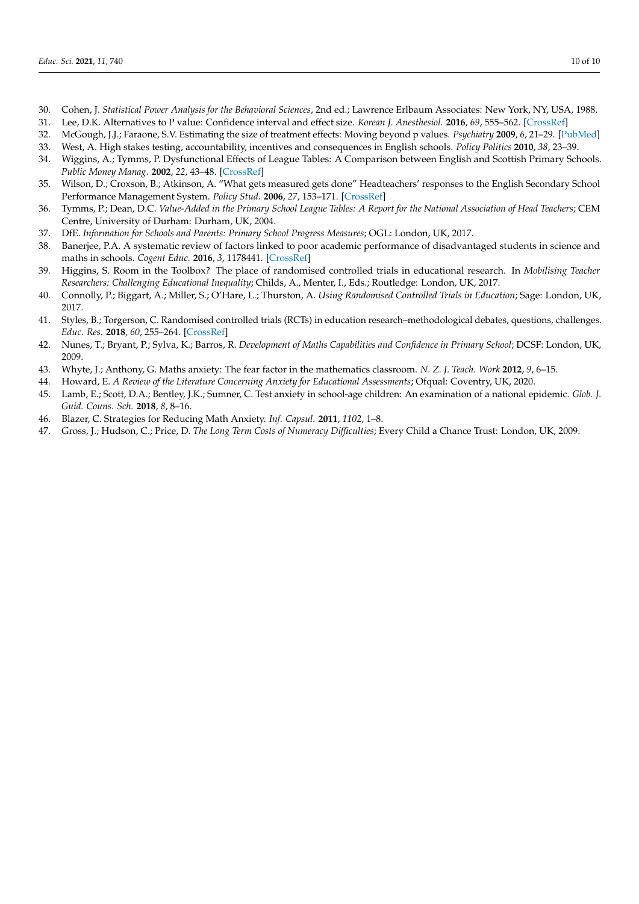30. Cohen, J. *Statistical Power Analysis for the Behavioral Sciences*, 2nd ed.; Lawrence Erlbaum Associates: New York, NY, USA, 1988.
31. Lee, D.K. Alternatives to P value: Confidence interval and effect size. *Korean J. Anesthesiol.* **2016**, *69*, 555–562. [CrossRef]
32. McGough, J.J.; Faraone, S.V. Estimating the size of treatment effects: Moving beyond p values. *Psychiatry* **2009**, *6*, 21–29. [PubMed]
33. West, A. High stakes testing, accountability, incentives and consequences in English schools. *Policy Politics* **2010**, *38*, 23–39.
34. Wiggins, A.; Tymms, P. Dysfunctional Effects of League Tables: A Comparison between English and Scottish Primary Schools. *Public Money Manag.* **2002**, *22*, 43–48. [CrossRef]
35. Wilson, D.; Croxson, B.; Atkinson, A. "What gets measured gets done" Headteachers' responses to the English Secondary School Performance Management System. *Policy Stud.* **2006**, *27*, 153–171. [CrossRef]
36. Tymms, P.; Dean, D.C. *Value-Added in the Primary School League Tables: A Report for the National Association of Head Teachers*; CEM Centre, University of Durham: Durham, UK, 2004.
37. DfE. *Information for Schools and Parents: Primary School Progress Measures*; OGL: London, UK, 2017.
38. Banerjee, P.A. A systematic review of factors linked to poor academic performance of disadvantaged students in science and maths in schools. *Cogent Educ.* **2016**, *3*, 1178441. [CrossRef]
39. Higgins, S. Room in the Toolbox? The place of randomised controlled trials in educational research. In *Mobilising Teacher Researchers: Challenging Educational Inequality*; Childs, A., Menter, I., Eds.; Routledge: London, UK, 2017.
40. Connolly, P.; Biggart, A.; Miller, S.; O'Hare, L.; Thurston, A. *Using Randomised Controlled Trials in Education*; Sage: London, UK, 2017.
41. Styles, B.; Torgerson, C. Randomised controlled trials (RCTs) in education research–methodological debates, questions, challenges. *Educ. Res.* **2018**, *60*, 255–264. [CrossRef]
42. Nunes, T.; Bryant, P.; Sylva, K.; Barros, R. *Development of Maths Capabilities and Confidence in Primary School*; DCSF: London, UK, 2009.
43. Whyte, J.; Anthony, G. Maths anxiety: The fear factor in the mathematics classroom. *N. Z. J. Teach. Work* **2012**, *9*, 6–15.
44. Howard, E. *A Review of the Literature Concerning Anxiety for Educational Assessments*; Ofqual: Coventry, UK, 2020.
45. Lamb, E.; Scott, D.A.; Bentley, J.K.; Sumner, C. Test anxiety in school-age children: An examination of a national epidemic. *Glob. J. Guid. Couns. Sch.* **2018**, *8*, 8–16.
46. Blazer, C. Strategies for Reducing Math Anxiety. *Inf. Capsul.* **2011**, *1102*, 1–8.
47. Gross, J.; Hudson, C.; Price, D. *The Long Term Costs of Numeracy Difficulties*; Every Child a Chance Trust: London, UK, 2009.